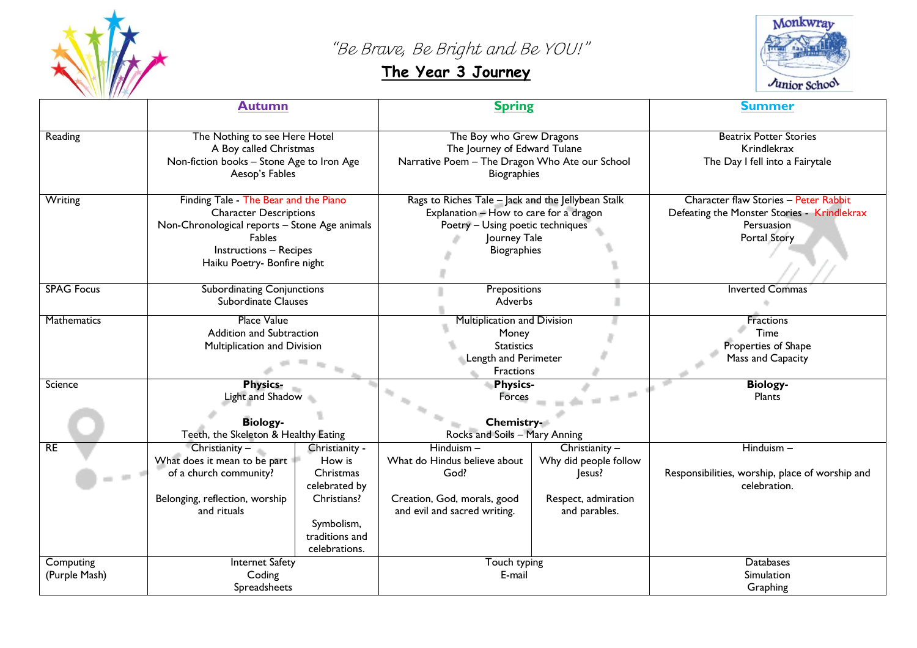*"Be Brave, Be Bright and Be YOU!"*

**The Year 3 Journey**

Monkwray Junior School

| | **Autumn** | | **Spring** | | **Summer** |
|---|---|---|---|---|---|
| Reading | The Nothing to see Here Hotel<br>A Boy called Christmas<br>Non-fiction books – Stone Age to Iron Age<br>Aesop's Fables | | The Boy who Grew Dragons<br>The Journey of Edward Tulane<br>Narrative Poem – The Dragon Who Ate our School<br>Biographies | | Beatrix Potter Stories<br>Krindlekrax<br>The Day I fell into a Fairytale |
| Writing | Finding Tale - The Bear and the Piano<br>Character Descriptions<br>Non-Chronological reports – Stone Age animals<br>Fables<br>Instructions – Recipes<br>Haiku Poetry- Bonfire night | | Rags to Riches Tale – Jack and the Jellybean Stalk<br>Explanation – How to care for a dragon<br>Poetry – Using poetic techniques<br>Journey Tale<br>Biographies | | Character flaw Stories – Peter Rabbit<br>Defeating the Monster Stories - Krindlekrax<br>Persuasion<br>Portal Story |
| SPAG Focus | Subordinating Conjunctions<br>Subordinate Clauses | | Prepositions<br>Adverbs | | Inverted Commas |
| Mathematics | Place Value<br>Addition and Subtraction<br>Multiplication and Division | | Multiplication and Division<br>Money<br>Statistics<br>Length and Perimeter<br>Fractions | | Fractions<br>Time<br>Properties of Shape<br>Mass and Capacity |
| Science | **Physics-**<br>Light and Shadow<br><br>**Biology-**<br>Teeth, the Skeleton & Healthy Eating | | **Physics-**<br>Forces<br><br>**Chemistry-**<br>Rocks and Soils – Mary Anning | | **Biology-**<br>Plants |
| RE | Christianity –<br>What does it mean to be part of a church community?<br><br>Belonging, reflection, worship and rituals | Christianity -<br>How is Christmas celebrated by Christians?<br><br>Symbolism, traditions and celebrations. | Hinduism –<br>What do Hindus believe about God?<br><br>Creation, God, morals, good and evil and sacred writing. | Christianity –<br>Why did people follow Jesus?<br><br>Respect, admiration and parables. | Hinduism –<br><br>Responsibilities, worship, place of worship and celebration. |
| Computing (Purple Mash) | Internet Safety<br>Coding<br>Spreadsheets | | Touch typing<br>E-mail | | Databases<br>Simulation<br>Graphing |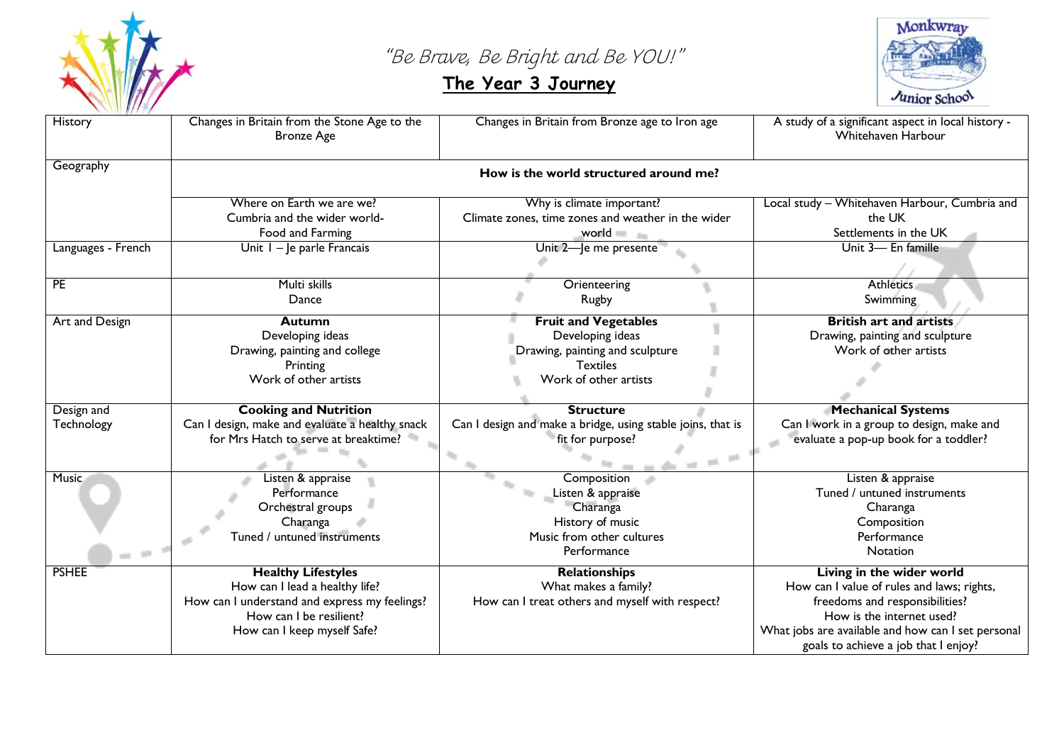*"Be Brave, Be Bright and Be YOU!"*

# The Year 3 Journey

| | | | |
|---|---|---|---|
| History | Changes in Britain from the Stone Age to the Bronze Age | Changes in Britain from Bronze age to Iron age | A study of a significant aspect in local history - Whitehaven Harbour |
| Geography | **How is the world structured around me?** | | |
| | Where on Earth we are we?<br>Cumbria and the wider world-<br>Food and Farming | Why is climate important?<br>Climate zones, time zones and weather in the wider world | Local study – Whitehaven Harbour, Cumbria and the UK<br>Settlements in the UK |
| Languages - French | Unit 1 – Je parle Francais | Unit 2—Je me presente | Unit 3— En famille |
| PE | Multi skills<br>Dance | Orienteering<br>Rugby | Athletics<br>Swimming |
| Art and Design | **Autumn**<br>Developing ideas<br>Drawing, painting and college<br>Printing<br>Work of other artists | **Fruit and Vegetables**<br>Developing ideas<br>Drawing, painting and sculpture<br>Textiles<br>Work of other artists | **British art and artists**<br>Drawing, painting and sculpture<br>Work of other artists |
| Design and Technology | **Cooking and Nutrition**<br>Can I design, make and evaluate a healthy snack for Mrs Hatch to serve at breaktime? | **Structure**<br>Can I design and make a bridge, using stable joins, that is fit for purpose? | **Mechanical Systems**<br>Can I work in a group to design, make and evaluate a pop-up book for a toddler? |
| Music | Listen & appraise<br>Performance<br>Orchestral groups<br>Charanga<br>Tuned / untuned instruments | Composition<br>Listen & appraise<br>Charanga<br>History of music<br>Music from other cultures<br>Performance | Listen & appraise<br>Tuned / untuned instruments<br>Charanga<br>Composition<br>Performance<br>Notation |
| PSHEE | **Healthy Lifestyles**<br>How can I lead a healthy life?<br>How can I understand and express my feelings?<br>How can I be resilient?<br>How can I keep myself Safe? | **Relationships**<br>What makes a family?<br>How can I treat others and myself with respect? | **Living in the wider world**<br>How can I value of rules and laws; rights, freedoms and responsibilities?<br>How is the internet used?<br>What jobs are available and how can I set personal goals to achieve a job that I enjoy? |